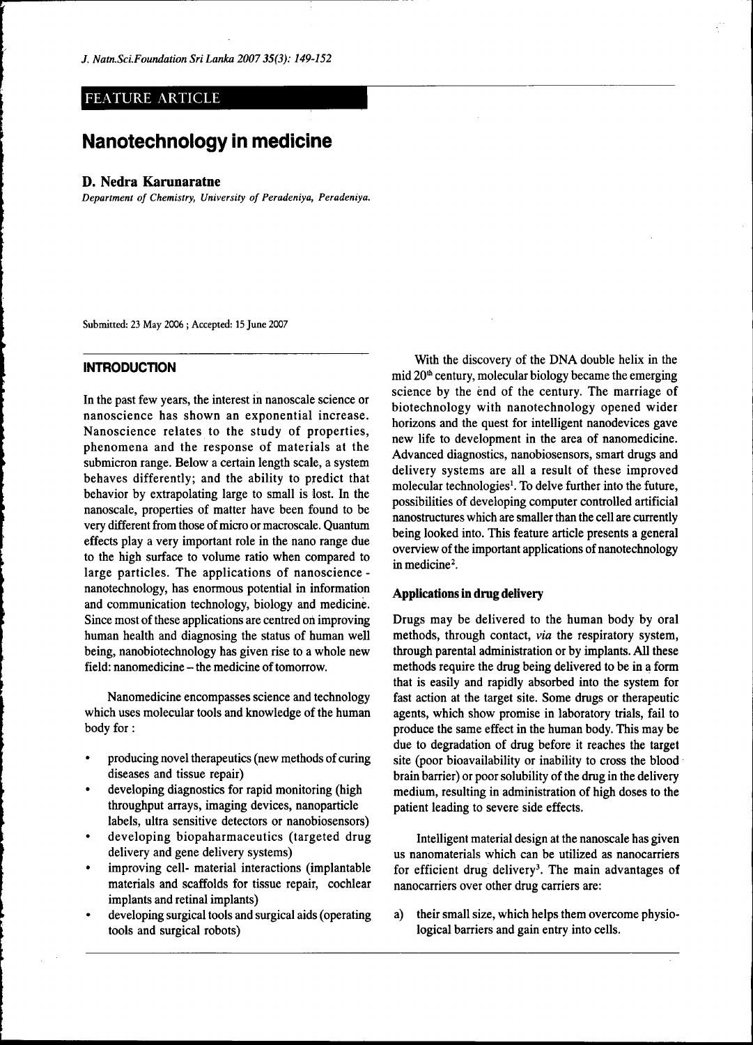FEATURE ARTICLE

# Nanotechnology in medicine

**D. Nedra Karunaratne**

*Department of Chemistry, University of Peradeniya, Peradeniya.*

Submitted: 23 May 2006 ; Accepted: 15 June 2007

## INTRODUCTION

In the past few years, the interest in nanoscale science or nanoscience has shown an exponential increase. Nanoscience relates to the study of properties, phenomena and the response of materials at the submicron range. Below a certain length scale, a system behaves differently; and the ability to predict that behavior by extrapolating large to small is lost. In the nanoscale, properties of matter have been found to be very different from those of micro or macroscale. Quantum effects play a very important role in the nano range due to the high surface to volume ratio when compared to large particles. The applications of nanoscience - nanotechnology, has enormous potential in information and communication technology, biology and medicine. Since most of these applications are centred on improving human health and diagnosing the status of human well being, nanobiotechnology has given rise to a whole new field: nanomedicine – the medicine of tomorrow.

Nanomedicine encompasses science and technology which uses molecular tools and knowledge of the human body for :

- producing novel therapeutics (new methods of curing diseases and tissue repair)
- developing diagnostics for rapid monitoring (high throughput arrays, imaging devices, nanoparticle labels, ultra sensitive detectors or nanobiosensors)
- developing biopaharmaceutics (targeted drug delivery and gene delivery systems)
- improving cell- material interactions (implantable materials and scaffolds for tissue repair, cochlear implants and retinal implants)
- developing surgical tools and surgical aids (operating tools and surgical robots)

With the discovery of the DNA double helix in the mid 20[th] century, molecular biology became the emerging science by the end of the century. The marriage of biotechnology with nanotechnology opened wider horizons and the quest for intelligent nanodevices gave new life to development in the area of nanomedicine. Advanced diagnostics, nanobiosensors, smart drugs and delivery systems are all a result of these improved molecular technologies[1]. To delve further into the future, possibilities of developing computer controlled artificial nanostructures which are smaller than the cell are currently being looked into. This feature article presents a general overview of the important applications of nanotechnology in medicine[2].

### Applications in drug delivery

Drugs may be delivered to the human body by oral methods, through contact, *via* the respiratory system, through parental administration or by implants. All these methods require the drug being delivered to be in a form that is easily and rapidly absorbed into the system for fast action at the target site. Some drugs or therapeutic agents, which show promise in laboratory trials, fail to produce the same effect in the human body. This may be due to degradation of drug before it reaches the target site (poor bioavailability or inability to cross the blood brain barrier) or poor solubility of the drug in the delivery medium, resulting in administration of high doses to the patient leading to severe side effects.

Intelligent material design at the nanoscale has given us nanomaterials which can be utilized as nanocarriers for efficient drug delivery[3]. The main advantages of nanocarriers over other drug carriers are:

a) their small size, which helps them overcome physiological barriers and gain entry into cells.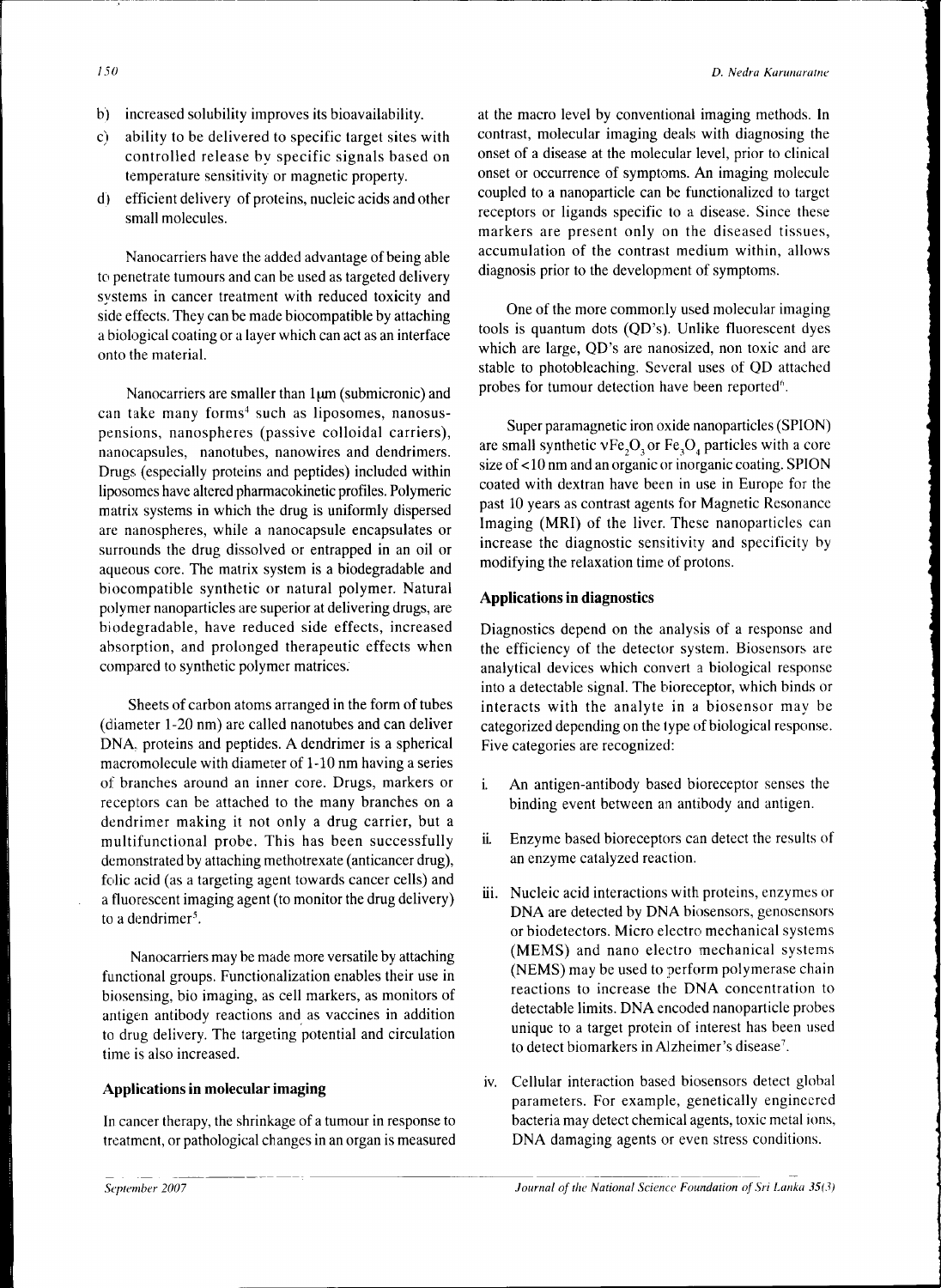b) increased solubility improves its bioavailability.

c) ability to be delivered to specific target sites with controlled release by specific signals based on temperature sensitivity or magnetic property.

d) efficient delivery of proteins, nucleic acids and other small molecules.

Nanocarriers have the added advantage of being able to penetrate tumours and can be used as targeted delivery systems in cancer treatment with reduced toxicity and side effects. They can be made biocompatible by attaching a biological coating or a layer which can act as an interface onto the material.

Nanocarriers are smaller than 1μm (submicronic) and can take many forms[4] such as liposomes, nanosuspensions, nanospheres (passive colloidal carriers), nanocapsules, nanotubes, nanowires and dendrimers. Drugs (especially proteins and peptides) included within liposomes have altered pharmacokinetic profiles. Polymeric matrix systems in which the drug is uniformly dispersed are nanospheres, while a nanocapsule encapsulates or surrounds the drug dissolved or entrapped in an oil or aqueous core. The matrix system is a biodegradable and biocompatible synthetic or natural polymer. Natural polymer nanoparticles are superior at delivering drugs, are biodegradable, have reduced side effects, increased absorption, and prolonged therapeutic effects when compared to synthetic polymer matrices.

Sheets of carbon atoms arranged in the form of tubes (diameter 1-20 nm) are called nanotubes and can deliver DNA, proteins and peptides. A dendrimer is a spherical macromolecule with diameter of 1-10 nm having a series of branches around an inner core. Drugs, markers or receptors can be attached to the many branches on a dendrimer making it not only a drug carrier, but a multifunctional probe. This has been successfully demonstrated by attaching methotrexate (anticancer drug), folic acid (as a targeting agent towards cancer cells) and a fluorescent imaging agent (to monitor the drug delivery) to a dendrimer[5].

Nanocarriers may be made more versatile by attaching functional groups. Functionalization enables their use in biosensing, bio imaging, as cell markers, as monitors of antigen antibody reactions and as vaccines in addition to drug delivery. The targeting potential and circulation time is also increased.

### Applications in molecular imaging

In cancer therapy, the shrinkage of a tumour in response to treatment, or pathological changes in an organ is measured at the macro level by conventional imaging methods. In contrast, molecular imaging deals with diagnosing the onset of a disease at the molecular level, prior to clinical onset or occurrence of symptoms. An imaging molecule coupled to a nanoparticle can be functionalized to target receptors or ligands specific to a disease. Since these markers are present only on the diseased tissues, accumulation of the contrast medium within, allows diagnosis prior to the development of symptoms.

One of the more commonly used molecular imaging tools is quantum dots (QD's). Unlike fluorescent dyes which are large, QD's are nanosized, non toxic and are stable to photobleaching. Several uses of QD attached probes for tumour detection have been reported[6].

Super paramagnetic iron oxide nanoparticles (SPION) are small synthetic $\gamma Fe_2O_3$ or $Fe_3O_4$ particles with a core size of <10 nm and an organic or inorganic coating. SPION coated with dextran have been in use in Europe for the past 10 years as contrast agents for Magnetic Resonance Imaging (MRI) of the liver. These nanoparticles can increase the diagnostic sensitivity and specificity by modifying the relaxation time of protons.

### Applications in diagnostics

Diagnostics depend on the analysis of a response and the efficiency of the detector system. Biosensors are analytical devices which convert a biological response into a detectable signal. The bioreceptor, which binds or interacts with the analyte in a biosensor may be categorized depending on the type of biological response. Five categories are recognized:

i. An antigen-antibody based bioreceptor senses the binding event between an antibody and antigen.

ii. Enzyme based bioreceptors can detect the results of an enzyme catalyzed reaction.

iii. Nucleic acid interactions with proteins, enzymes or DNA are detected by DNA biosensors, genosensors or biodetectors. Micro electro mechanical systems (MEMS) and nano electro mechanical systems (NEMS) may be used to perform polymerase chain reactions to increase the DNA concentration to detectable limits. DNA encoded nanoparticle probes unique to a target protein of interest has been used to detect biomarkers in Alzheimer's disease[7].

iv. Cellular interaction based biosensors detect global parameters. For example, genetically engineered bacteria may detect chemical agents, toxic metal ions, DNA damaging agents or even stress conditions.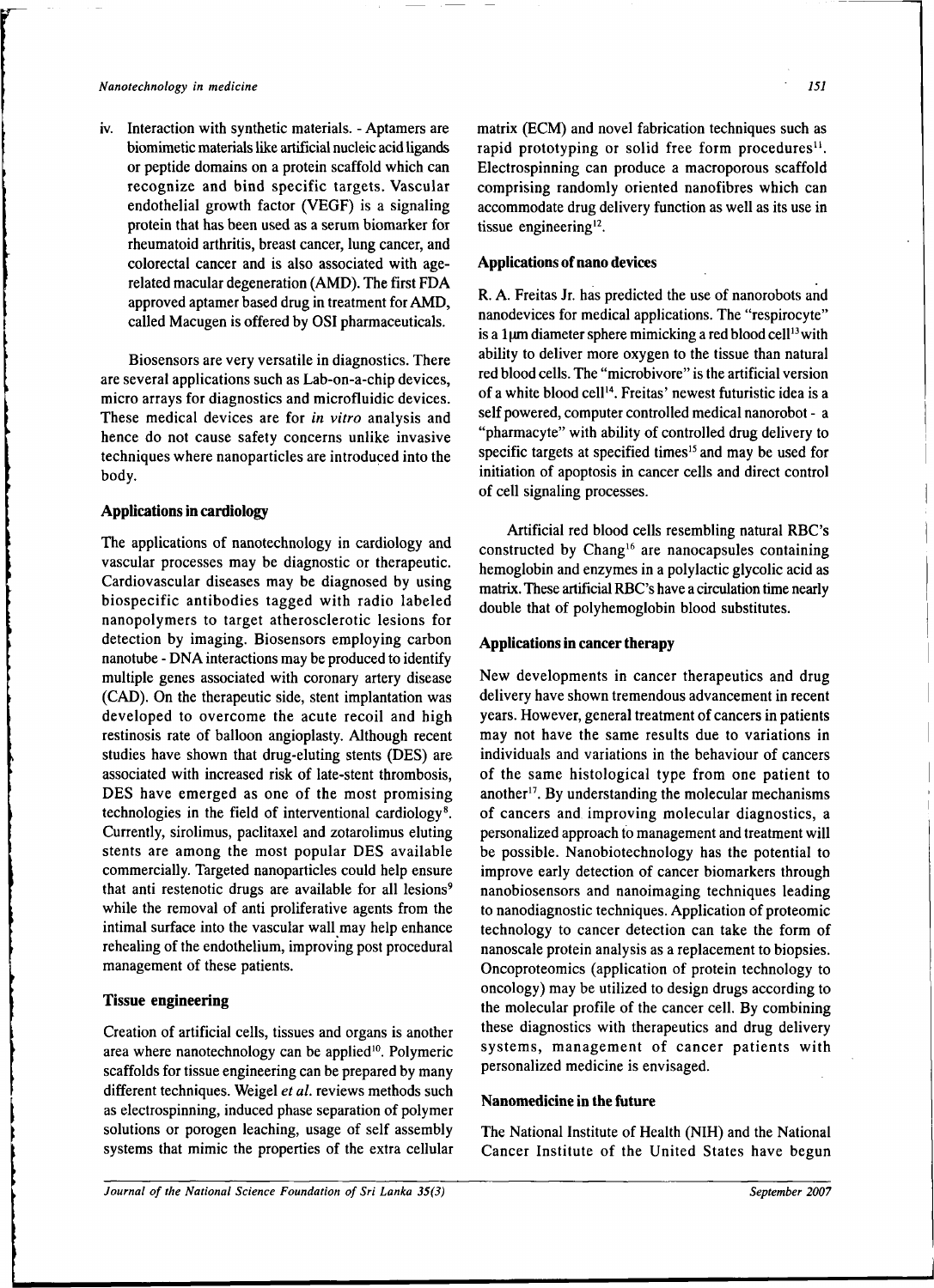iv. Interaction with synthetic materials. - Aptamers are biomimetic materials like artificial nucleic acid ligands or peptide domains on a protein scaffold which can recognize and bind specific targets. Vascular endothelial growth factor (VEGF) is a signaling protein that has been used as a serum biomarker for rheumatoid arthritis, breast cancer, lung cancer, and colorectal cancer and is also associated with age-related macular degeneration (AMD). The first FDA approved aptamer based drug in treatment for AMD, called Macugen is offered by OSI pharmaceuticals.

Biosensors are very versatile in diagnostics. There are several applications such as Lab-on-a-chip devices, micro arrays for diagnostics and microfluidic devices. These medical devices are for *in vitro* analysis and hence do not cause safety concerns unlike invasive techniques where nanoparticles are introduced into the body.

## Applications in cardiology

The applications of nanotechnology in cardiology and vascular processes may be diagnostic or therapeutic. Cardiovascular diseases may be diagnosed by using biospecific antibodies tagged with radio labeled nanopolymers to target atherosclerotic lesions for detection by imaging. Biosensors employing carbon nanotube - DNA interactions may be produced to identify multiple genes associated with coronary artery disease (CAD). On the therapeutic side, stent implantation was developed to overcome the acute recoil and high restinosis rate of balloon angioplasty. Although recent studies have shown that drug-eluting stents (DES) are associated with increased risk of late-stent thrombosis, DES have emerged as one of the most promising technologies in the field of interventional cardiology[8]. Currently, sirolimus, paclitaxel and zotarolimus eluting stents are among the most popular DES available commercially. Targeted nanoparticles could help ensure that anti restenotic drugs are available for all lesions[9] while the removal of anti proliferative agents from the intimal surface into the vascular wall may help enhance rehealing of the endothelium, improving post procedural management of these patients.

## Tissue engineering

Creation of artificial cells, tissues and organs is another area where nanotechnology can be applied[10]. Polymeric scaffolds for tissue engineering can be prepared by many different techniques. Weigel *et al.* reviews methods such as electrospinning, induced phase separation of polymer solutions or porogen leaching, usage of self assembly systems that mimic the properties of the extra cellular matrix (ECM) and novel fabrication techniques such as rapid prototyping or solid free form procedures[11]. Electrospinning can produce a macroporous scaffold comprising randomly oriented nanofibres which can accommodate drug delivery function as well as its use in tissue engineering[12].

## Applications of nano devices

R. A. Freitas Jr. has predicted the use of nanorobots and nanodevices for medical applications. The "respirocyte" is a 1μm diameter sphere mimicking a red blood cell[13] with ability to deliver more oxygen to the tissue than natural red blood cells. The "microbivore" is the artificial version of a white blood cell[14]. Freitas' newest futuristic idea is a self powered, computer controlled medical nanorobot - a "pharmacyte" with ability of controlled drug delivery to specific targets at specified times[15] and may be used for initiation of apoptosis in cancer cells and direct control of cell signaling processes.

Artificial red blood cells resembling natural RBC's constructed by Chang[16] are nanocapsules containing hemoglobin and enzymes in a polylactic glycolic acid as matrix. These artificial RBC's have a circulation time nearly double that of polyhemoglobin blood substitutes.

## Applications in cancer therapy

New developments in cancer therapeutics and drug delivery have shown tremendous advancement in recent years. However, general treatment of cancers in patients may not have the same results due to variations in individuals and variations in the behaviour of cancers of the same histological type from one patient to another[17]. By understanding the molecular mechanisms of cancers and improving molecular diagnostics, a personalized approach to management and treatment will be possible. Nanobiotechnology has the potential to improve early detection of cancer biomarkers through nanobiosensors and nanoimaging techniques leading to nanodiagnostic techniques. Application of proteomic technology to cancer detection can take the form of nanoscale protein analysis as a replacement to biopsies. Oncoproteomics (application of protein technology to oncology) may be utilized to design drugs according to the molecular profile of the cancer cell. By combining these diagnostics with therapeutics and drug delivery systems, management of cancer patients with personalized medicine is envisaged.

## Nanomedicine in the future

The National Institute of Health (NIH) and the National Cancer Institute of the United States have begun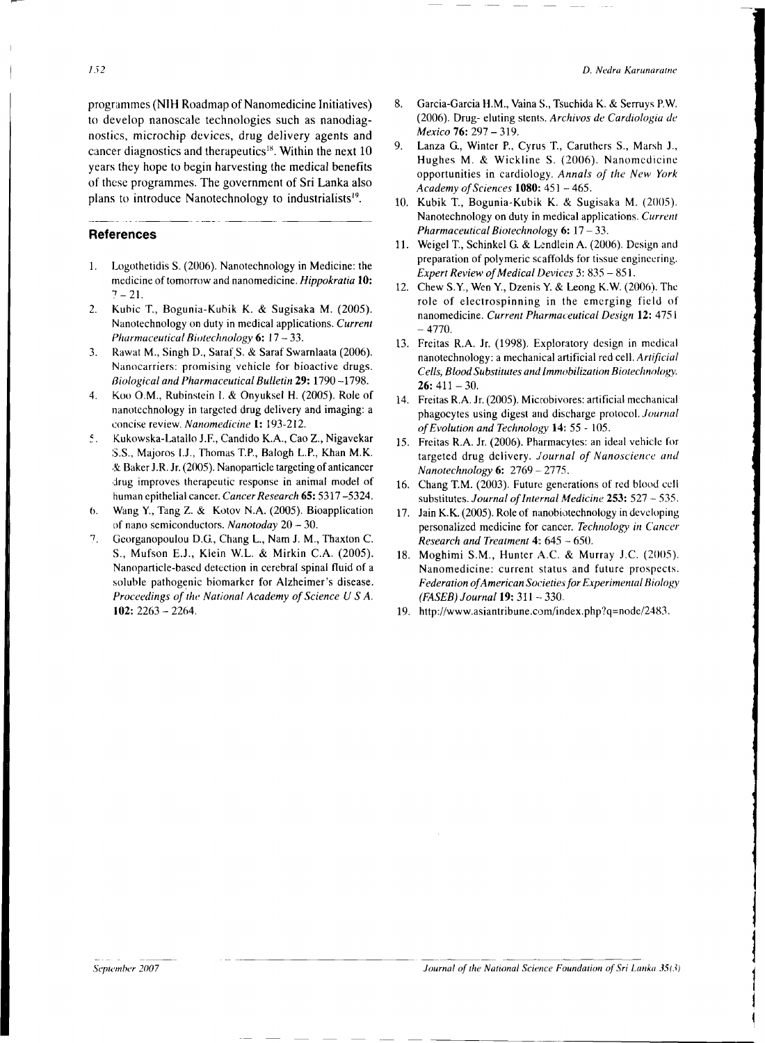programmes (NIH Roadmap of Nanomedicine Initiatives) to develop nanoscale technologies such as nanodiagnostics, microchip devices, drug delivery agents and cancer diagnostics and therapeutics[18]. Within the next 10 years they hope to begin harvesting the medical benefits of these programmes. The government of Sri Lanka also plans to introduce Nanotechnology to industrialists[19].

## References

1. Logothetidis S. (2006). Nanotechnology in Medicine: the medicine of tomorrow and nanomedicine. *Hippokratia* **10:** 7 – 21.
2. Kubic T., Bogunia-Kubik K. & Sugisaka M. (2005). Nanotechnology on duty in medical applications. *Current Pharmaceutical Biotechnology* **6:** 17 – 33.
3. Rawat M., Singh D., Saraf S. & Saraf Swarnlaata (2006). Nanocarriers: promising vehicle for bioactive drugs. *Biological and Pharmaceutical Bulletin* **29:** 1790 –1798.
4. Koo O.M., Rubinstein I. & Onyuksel H. (2005). Role of nanotechnology in targeted drug delivery and imaging: a concise review. *Nanomedicine* **1:** 193-212.
5. Kukowska-Latallo J.F., Candido K.A., Cao Z., Nigavekar S.S., Majoros I.J., Thomas T.P., Balogh L.P., Khan M.K. & Baker J.R. Jr. (2005). Nanoparticle targeting of anticancer drug improves therapeutic response in animal model of human epithelial cancer. *Cancer Research* **65:** 5317 –5324.
6. Wang Y., Tang Z. & Kotov N.A. (2005). Bioapplication of nano semiconductors. *Nanotoday* 20 – 30.
7. Georganopoulou D.G., Chang L., Nam J. M., Thaxton C. S., Mufson E.J., Klein W.L. & Mirkin C.A. (2005). Nanoparticle-based detection in cerebral spinal fluid of a soluble pathogenic biomarker for Alzheimer's disease. *Proceedings of the National Academy of Science U S A.* **102:** 2263 – 2264.
8. Garcia-Garcia H.M., Vaina S., Tsuchida K. & Serruys P.W. (2006). Drug- eluting stents. *Archivos de Cardiologia de Mexico* **76:** 297 – 319.
9. Lanza G., Winter P., Cyrus T., Caruthers S., Marsh J., Hughes M. & Wickline S. (2006). Nanomedicine opportunities in cardiology. *Annals of the New York Academy of Sciences* **1080:** 451 – 465.
10. Kubik T., Bogunia-Kubik K. & Sugisaka M. (2005). Nanotechnology on duty in medical applications. *Current Pharmaceutical Biotechnology* **6:** 17 – 33.
11. Weigel T., Schinkel G. & Lendlein A. (2006). Design and preparation of polymeric scaffolds for tissue engineering. *Expert Review of Medical Devices* 3: 835 – 851.
12. Chew S.Y., Wen Y., Dzenis Y. & Leong K.W. (2006). The role of electrospinning in the emerging field of nanomedicine. *Current Pharmaceutical Design* **12:** 4751 – 4770.
13. Freitas R.A. Jr. (1998). Exploratory design in medical nanotechnology: a mechanical artificial red cell. *Artificial Cells, Blood Substitutes and Immobilization Biotechnology.* **26:** 411 – 30.
14. Freitas R.A. Jr. (2005). Microbivores: artificial mechanical phagocytes using digest and discharge protocol. *Journal of Evolution and Technology* **14:** 55 - 105.
15. Freitas R.A. Jr. (2006). Pharmacytes: an ideal vehicle for targeted drug delivery. *Journal of Nanoscience and Nanotechnology* **6:** 2769 – 2775.
16. Chang T.M. (2003). Future generations of red blood cell substitutes. *Journal of Internal Medicine* **253:** 527 – 535.
17. Jain K.K. (2005). Role of nanobiotechnology in developing personalized medicine for cancer. *Technology in Cancer Research and Treatment* **4:** 645 – 650.
18. Moghimi S.M., Hunter A.C. & Murray J.C. (2005). Nanomedicine: current status and future prospects. *Federation of American Societies for Experimental Biology (FASEB) Journal* **19:** 311 – 330.
19. http://www.asiantribune.com/index.php?q=node/2483.